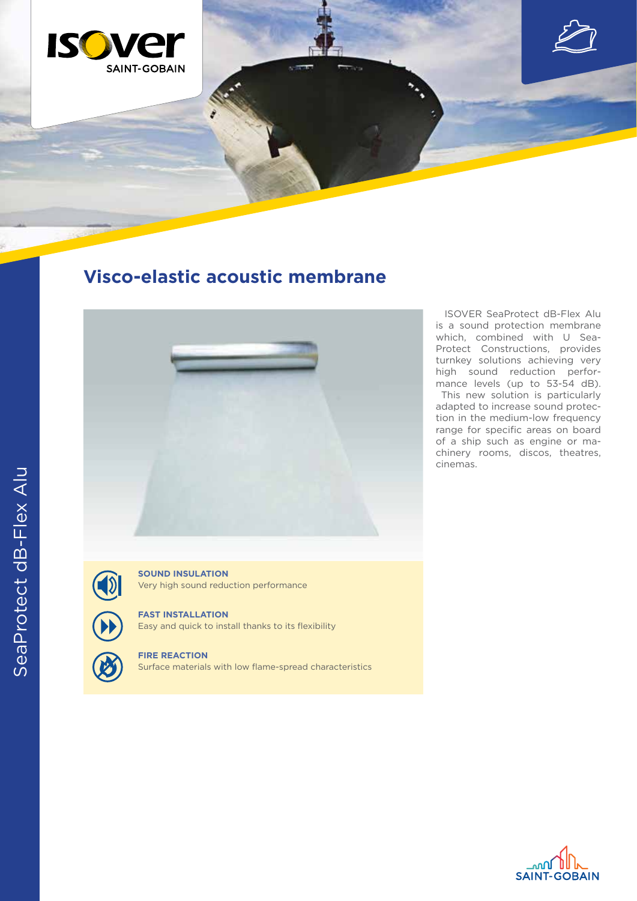# Visco-elastic acoustic membrane

ISOVER SeaProtect dB-Flex Alu is a sound protection membrane which, combined with U Sea-Protect Constructions, provides turnkey solutions achieving very high sound reduction performance levels (up to 53-54 dB). This new solution is particularly adapted to increase sound protection in the medium-low frequency range for specific areas on board of a ship such as engine or machinery rooms, discos, theatres, cinemas.

**SOUND INSULATION**
Very high sound reduction performance

**FAST INSTALLATION**
Easy and quick to install thanks to its flexibility

**FIRE REACTION**
Surface materials with low flame-spread characteristics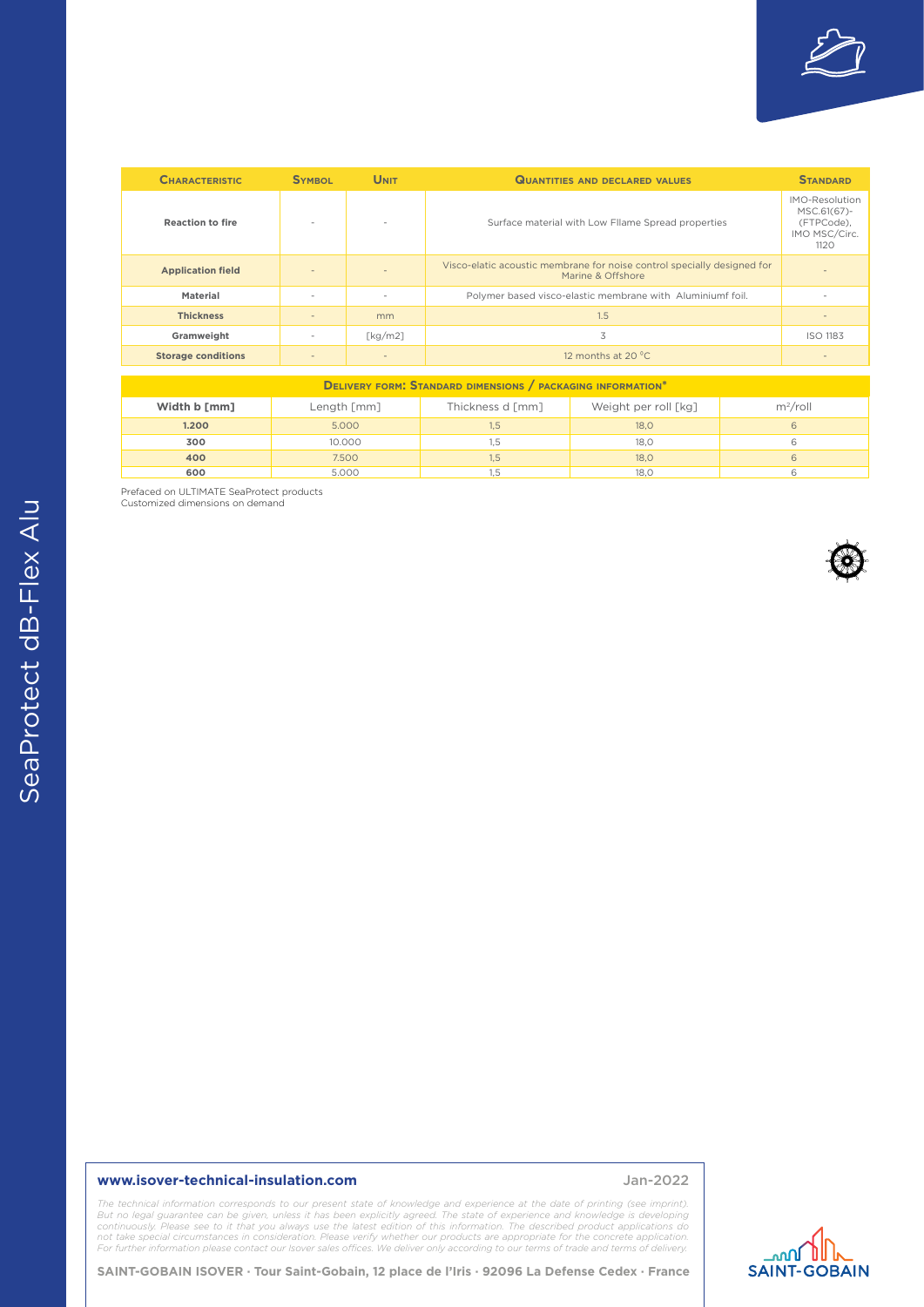| Characteristic | Symbol | Unit | Quantities and declared values | Standard |
|---|---|---|---|---|
| **Reaction to fire** | - | - | Surface material with Low Fllame Spread properties | IMO-Resolution MSC.61(67)-(FTPCode), IMO MSC/Circ. 1120 |
| **Application field** | - | - | Visco-elatic acoustic membrane for noise control specially designed for Marine & Offshore | - |
| **Material** | - | - | Polymer based visco-elastic membrane with Aluminiumf foil. | - |
| **Thickness** | - | mm | 1.5 | - |
| **Gramweight** | - | [kg/m2] | 3 | ISO 1183 |
| **Storage conditions** | - | - | 12 months at 20 °C | - |

| Delivery form: Standard dimensions / packaging information* | | | | |
|---|---|---|---|---|
| Width b [mm] | Length [mm] | Thickness d [mm] | Weight per roll [kg] | m²/roll |
| **1.200** | 5.000 | 1,5 | 18,0 | 6 |
| **300** | 10.000 | 1,5 | 18,0 | 6 |
| **400** | 7.500 | 1,5 | 18,0 | 6 |
| **600** | 5.000 | 1,5 | 18,0 | 6 |

Prefaced on ULTIMATE SeaProtect products
Customized dimensions on demand

SeaProtect dB-Flex Alu

**www.isover-technical-insulation.com** Jan-2022

*The technical information corresponds to our present state of knowledge and experience at the date of printing (see imprint). But no legal guarantee can be given, unless it has been explicitly agreed. The state of experience and knowledge is developing continuously. Please see to it that you always use the latest edition of this information. The described product applications do not take special circumstances in consideration. Please verify whether our products are appropriate for the concrete application. For further information please contact our Isover sales offices. We deliver only according to our terms of trade and terms of delivery.*

**SAINT-GOBAIN ISOVER · Tour Saint-Gobain, 12 place de l'Iris · 92096 La Defense Cedex · France**

SAINT-GOBAIN